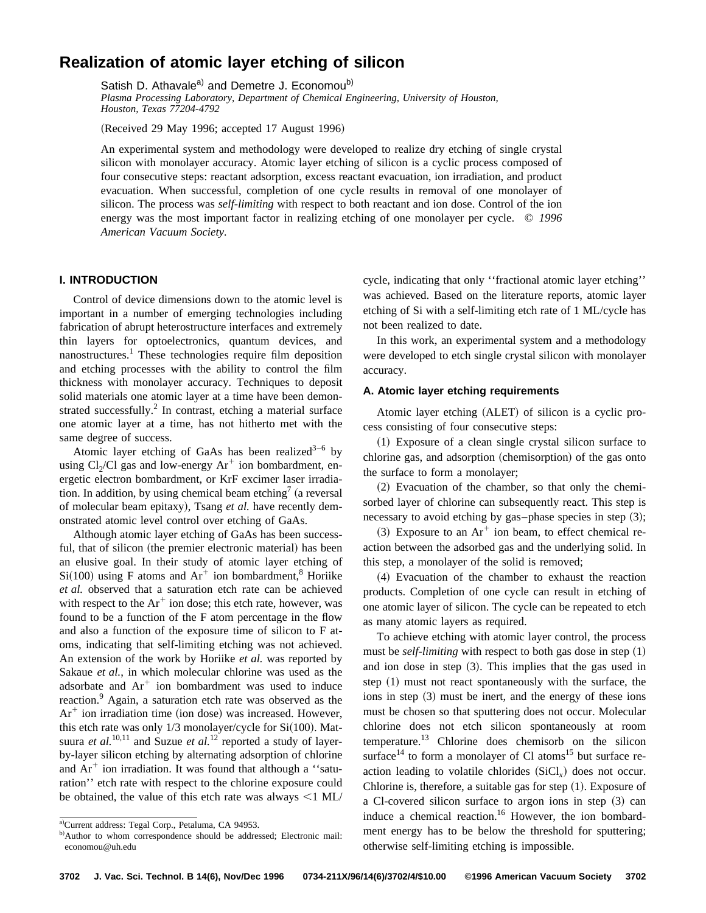# Realization of atomic layer etching of silicon

Satish D. Athavale[a] and Demetre J. Economou[b]

*Plasma Processing Laboratory, Department of Chemical Engineering, University of Houston, Houston, Texas 77204-4792*

(Received 29 May 1996; accepted 17 August 1996)

An experimental system and methodology were developed to realize dry etching of single crystal silicon with monolayer accuracy. Atomic layer etching of silicon is a cyclic process composed of four consecutive steps: reactant adsorption, excess reactant evacuation, ion irradiation, and product evacuation. When successful, completion of one cycle results in removal of one monolayer of silicon. The process was *self-limiting* with respect to both reactant and ion dose. Control of the ion energy was the most important factor in realizing etching of one monolayer per cycle. © *1996 American Vacuum Society.*

## I. INTRODUCTION

Control of device dimensions down to the atomic level is important in a number of emerging technologies including fabrication of abrupt heterostructure interfaces and extremely thin layers for optoelectronics, quantum devices, and nanostructures.[1] These technologies require film deposition and etching processes with the ability to control the film thickness with monolayer accuracy. Techniques to deposit solid materials one atomic layer at a time have been demonstrated successfully.[2] In contrast, etching a material surface one atomic layer at a time, has not hitherto met with the same degree of success.

Atomic layer etching of GaAs has been realized[3–6] by using $Cl_2$/Cl gas and low-energy $Ar^+$ ion bombardment, energetic electron bombardment, or KrF excimer laser irradiation. In addition, by using chemical beam etching[7] (a reversal of molecular beam epitaxy), Tsang *et al.* have recently demonstrated atomic level control over etching of GaAs.

Although atomic layer etching of GaAs has been successful, that of silicon (the premier electronic material) has been an elusive goal. In their study of atomic layer etching of Si(100) using F atoms and $Ar^+$ ion bombardment,[8] Horiike *et al.* observed that a saturation etch rate can be achieved with respect to the $Ar^+$ ion dose; this etch rate, however, was found to be a function of the F atom percentage in the flow and also a function of the exposure time of silicon to F atoms, indicating that self-limiting etching was not achieved. An extension of the work by Horiike *et al.* was reported by Sakaue *et al.*, in which molecular chlorine was used as the adsorbate and $Ar^+$ ion bombardment was used to induce reaction.[9] Again, a saturation etch rate was observed as the $Ar^+$ ion irradiation time (ion dose) was increased. However, this etch rate was only 1/3 monolayer/cycle for Si(100). Matsuura *et al.*[10,11] and Suzue *et al.*[12] reported a study of layer-by-layer silicon etching by alternating adsorption of chlorine and $Ar^+$ ion irradiation. It was found that although a ''saturation'' etch rate with respect to the chlorine exposure could be obtained, the value of this etch rate was always <1 ML/cycle, indicating that only ''fractional atomic layer etching'' was achieved. Based on the literature reports, atomic layer etching of Si with a self-limiting etch rate of 1 ML/cycle has not been realized to date.

In this work, an experimental system and a methodology were developed to etch single crystal silicon with monolayer accuracy.

### A. Atomic layer etching requirements

Atomic layer etching (ALET) of silicon is a cyclic process consisting of four consecutive steps:

(1) Exposure of a clean single crystal silicon surface to chlorine gas, and adsorption (chemisorption) of the gas onto the surface to form a monolayer;

(2) Evacuation of the chamber, so that only the chemisorbed layer of chlorine can subsequently react. This step is necessary to avoid etching by gas–phase species in step (3);

(3) Exposure to an $Ar^+$ ion beam, to effect chemical reaction between the adsorbed gas and the underlying solid. In this step, a monolayer of the solid is removed;

(4) Evacuation of the chamber to exhaust the reaction products. Completion of one cycle can result in etching of one atomic layer of silicon. The cycle can be repeated to etch as many atomic layers as required.

To achieve etching with atomic layer control, the process must be *self-limiting* with respect to both gas dose in step (1) and ion dose in step (3). This implies that the gas used in step (1) must not react spontaneously with the surface, the ions in step (3) must be inert, and the energy of these ions must be chosen so that sputtering does not occur. Molecular chlorine does not etch silicon spontaneously at room temperature.[13] Chlorine does chemisorb on the silicon surface[14] to form a monolayer of Cl atoms[15] but surface reaction leading to volatile chlorides ($SiCl_x$) does not occur. Chlorine is, therefore, a suitable gas for step (1). Exposure of a Cl-covered silicon surface to argon ions in step (3) can induce a chemical reaction.[16] However, the ion bombardment energy has to be below the threshold for sputtering; otherwise self-limiting etching is impossible.

[a] Current address: Tegal Corp., Petaluma, CA 94953.

[b] Author to whom correspondence should be addressed; Electronic mail: economou@uh.edu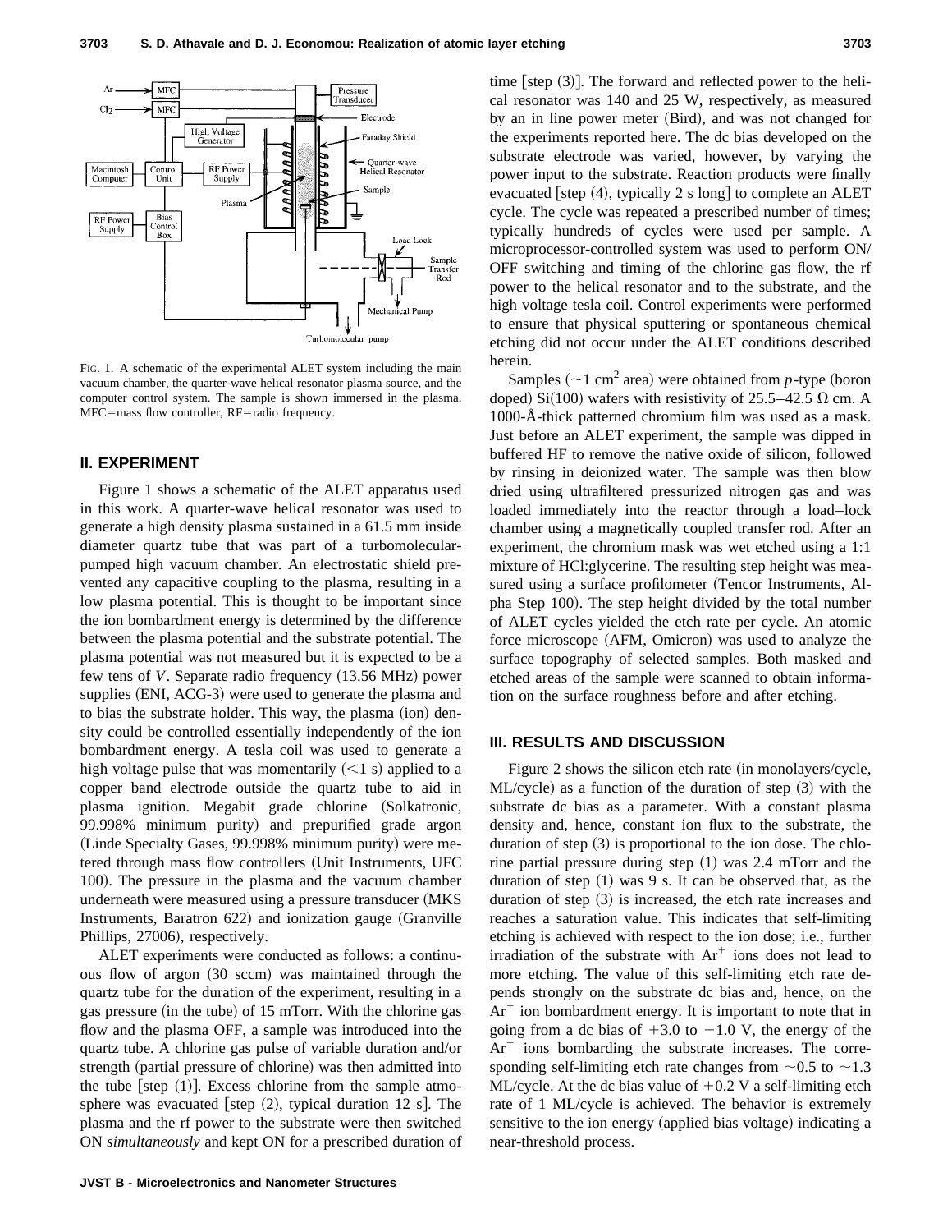FIG. 1. A schematic of the experimental ALET system including the main vacuum chamber, the quarter-wave helical resonator plasma source, and the computer control system. The sample is shown immersed in the plasma. MFC=mass flow controller, RF=radio frequency.

## II. EXPERIMENT

Figure 1 shows a schematic of the ALET apparatus used in this work. A quarter-wave helical resonator was used to generate a high density plasma sustained in a 61.5 mm inside diameter quartz tube that was part of a turbomolecular-pumped high vacuum chamber. An electrostatic shield prevented any capacitive coupling to the plasma, resulting in a low plasma potential. This is thought to be important since the ion bombardment energy is determined by the difference between the plasma potential and the substrate potential. The plasma potential was not measured but it is expected to be a few tens of $V$. Separate radio frequency (13.56 MHz) power supplies (ENI, ACG-3) were used to generate the plasma and to bias the substrate holder. This way, the plasma (ion) density could be controlled essentially independently of the ion bombardment energy. A tesla coil was used to generate a high voltage pulse that was momentarily ($<1$ s) applied to a copper band electrode outside the quartz tube to aid in plasma ignition. Megabit grade chlorine (Solkatronic, 99.998% minimum purity) and prepurified grade argon (Linde Specialty Gases, 99.998% minimum purity) were metered through mass flow controllers (Unit Instruments, UFC 100). The pressure in the plasma and the vacuum chamber underneath were measured using a pressure transducer (MKS Instruments, Baratron 622) and ionization gauge (Granville Phillips, 27006), respectively.

ALET experiments were conducted as follows: a continuous flow of argon (30 sccm) was maintained through the quartz tube for the duration of the experiment, resulting in a gas pressure (in the tube) of 15 mTorr. With the chlorine gas flow and the plasma OFF, a sample was introduced into the quartz tube. A chlorine gas pulse of variable duration and/or strength (partial pressure of chlorine) was then admitted into the tube [step (1)]. Excess chlorine from the sample atmosphere was evacuated [step (2), typical duration 12 s]. The plasma and the rf power to the substrate were then switched ON *simultaneously* and kept ON for a prescribed duration of time [step (3)]. The forward and reflected power to the helical resonator was 140 and 25 W, respectively, as measured by an in line power meter (Bird), and was not changed for the experiments reported here. The dc bias developed on the substrate electrode was varied, however, by varying the power input to the substrate. Reaction products were finally evacuated [step (4), typically 2 s long] to complete an ALET cycle. The cycle was repeated a prescribed number of times; typically hundreds of cycles were used per sample. A microprocessor-controlled system was used to perform ON/OFF switching and timing of the chlorine gas flow, the rf power to the helical resonator and to the substrate, and the high voltage tesla coil. Control experiments were performed to ensure that physical sputtering or spontaneous chemical etching did not occur under the ALET conditions described herein.

Samples ($\sim$1 cm$^2$ area) were obtained from *p*-type (boron doped) Si(100) wafers with resistivity of 25.5–42.5 $\Omega$ cm. A 1000-Å-thick patterned chromium film was used as a mask. Just before an ALET experiment, the sample was dipped in buffered HF to remove the native oxide of silicon, followed by rinsing in deionized water. The sample was then blow dried using ultrafiltered pressurized nitrogen gas and was loaded immediately into the reactor through a load–lock chamber using a magnetically coupled transfer rod. After an experiment, the chromium mask was wet etched using a 1:1 mixture of HCl:glycerine. The resulting step height was measured using a surface profilometer (Tencor Instruments, Alpha Step 100). The step height divided by the total number of ALET cycles yielded the etch rate per cycle. An atomic force microscope (AFM, Omicron) was used to analyze the surface topography of selected samples. Both masked and etched areas of the sample were scanned to obtain information on the surface roughness before and after etching.

## III. RESULTS AND DISCUSSION

Figure 2 shows the silicon etch rate (in monolayers/cycle, ML/cycle) as a function of the duration of step (3) with the substrate dc bias as a parameter. With a constant plasma density and, hence, constant ion flux to the substrate, the duration of step (3) is proportional to the ion dose. The chlorine partial pressure during step (1) was 2.4 mTorr and the duration of step (1) was 9 s. It can be observed that, as the duration of step (3) is increased, the etch rate increases and reaches a saturation value. This indicates that self-limiting etching is achieved with respect to the ion dose; i.e., further irradiation of the substrate with $Ar^+$ ions does not lead to more etching. The value of this self-limiting etch rate depends strongly on the substrate dc bias and, hence, on the $Ar^+$ ion bombardment energy. It is important to note that in going from a dc bias of +3.0 to −1.0 V, the energy of the $Ar^+$ ions bombarding the substrate increases. The corresponding self-limiting etch rate changes from $\sim$0.5 to $\sim$1.3 ML/cycle. At the dc bias value of +0.2 V a self-limiting etch rate of 1 ML/cycle is achieved. The behavior is extremely sensitive to the ion energy (applied bias voltage) indicating a near-threshold process.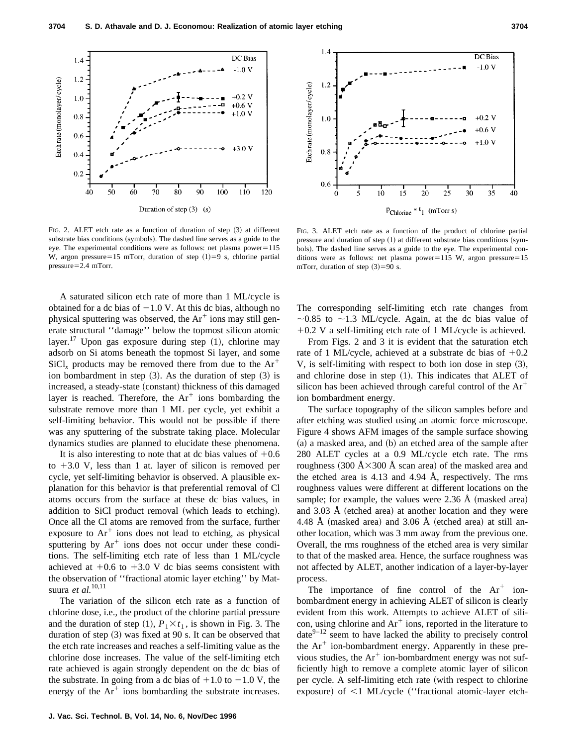FIG. 2. ALET etch rate as a function of duration of step (3) at different substrate bias conditions (symbols). The dashed line serves as a guide to the eye. The experimental conditions were as follows: net plasma power=115 W, argon pressure=15 mTorr, duration of step (1)=9 s, chlorine partial pressure=2.4 mTorr.

FIG. 3. ALET etch rate as a function of the product of chlorine partial pressure and duration of step (1) at different substrate bias conditions (symbols). The dashed line serves as a guide to the eye. The experimental conditions were as follows: net plasma power=115 W, argon pressure=15 mTorr, duration of step (3)=90 s.

A saturated silicon etch rate of more than 1 ML/cycle is obtained for a dc bias of −1.0 V. At this dc bias, although no physical sputtering was observed, the $Ar^+$ ions may still generate structural ''damage'' below the topmost silicon atomic layer.[17] Upon gas exposure during step (1), chlorine may adsorb on Si atoms beneath the topmost Si layer, and some $SiCl_x$ products may be removed there from due to the $Ar^+$ ion bombardment in step (3). As the duration of step (3) is increased, a steady-state (constant) thickness of this damaged layer is reached. Therefore, the $Ar^+$ ions bombarding the substrate remove more than 1 ML per cycle, yet exhibit a self-limiting behavior. This would not be possible if there was any sputtering of the substrate taking place. Molecular dynamics studies are planned to elucidate these phenomena.

It is also interesting to note that at dc bias values of +0.6 to +3.0 V, less than 1 at. layer of silicon is removed per cycle, yet self-limiting behavior is observed. A plausible explanation for this behavior is that preferential removal of Cl atoms occurs from the surface at these dc bias values, in addition to SiCl product removal (which leads to etching). Once all the Cl atoms are removed from the surface, further exposure to $Ar^+$ ions does not lead to etching, as physical sputtering by $Ar^+$ ions does not occur under these conditions. The self-limiting etch rate of less than 1 ML/cycle achieved at +0.6 to +3.0 V dc bias seems consistent with the observation of ''fractional atomic layer etching'' by Matsuura *et al.*[10,11]

The variation of the silicon etch rate as a function of chlorine dose, i.e., the product of the chlorine partial pressure and the duration of step (1), $P_1 \times t_1$, is shown in Fig. 3. The duration of step (3) was fixed at 90 s. It can be observed that the etch rate increases and reaches a self-limiting value as the chlorine dose increases. The value of the self-limiting etch rate achieved is again strongly dependent on the dc bias of the substrate. In going from a dc bias of +1.0 to −1.0 V, the energy of the $Ar^+$ ions bombarding the substrate increases. The corresponding self-limiting etch rate changes from ~0.85 to ~1.3 ML/cycle. Again, at the dc bias value of +0.2 V a self-limiting etch rate of 1 ML/cycle is achieved.

From Figs. 2 and 3 it is evident that the saturation etch rate of 1 ML/cycle, achieved at a substrate dc bias of +0.2 V, is self-limiting with respect to both ion dose in step (3), and chlorine dose in step (1). This indicates that ALET of silicon has been achieved through careful control of the $Ar^+$ ion bombardment energy.

The surface topography of the silicon samples before and after etching was studied using an atomic force microscope. Figure 4 shows AFM images of the sample surface showing (a) a masked area, and (b) an etched area of the sample after 280 ALET cycles at a 0.9 ML/cycle etch rate. The rms roughness (300 Å×300 Å scan area) of the masked area and the etched area is 4.13 and 4.94 Å, respectively. The rms roughness values were different at different locations on the sample; for example, the values were 2.36 Å (masked area) and 3.03 Å (etched area) at another location and they were 4.48 Å (masked area) and 3.06 Å (etched area) at still another location, which was 3 mm away from the previous one. Overall, the rms roughness of the etched area is very similar to that of the masked area. Hence, the surface roughness was not affected by ALET, another indication of a layer-by-layer process.

The importance of fine control of the $Ar^+$ ion-bombardment energy in achieving ALET of silicon is clearly evident from this work. Attempts to achieve ALET of silicon, using chlorine and $Ar^+$ ions, reported in the literature to date[9–12] seem to have lacked the ability to precisely control the $Ar^+$ ion-bombardment energy. Apparently in these previous studies, the $Ar^+$ ion-bombardment energy was not sufficiently high to remove a complete atomic layer of silicon per cycle. A self-limiting etch rate (with respect to chlorine exposure) of <1 ML/cycle (''fractional atomic-layer etch-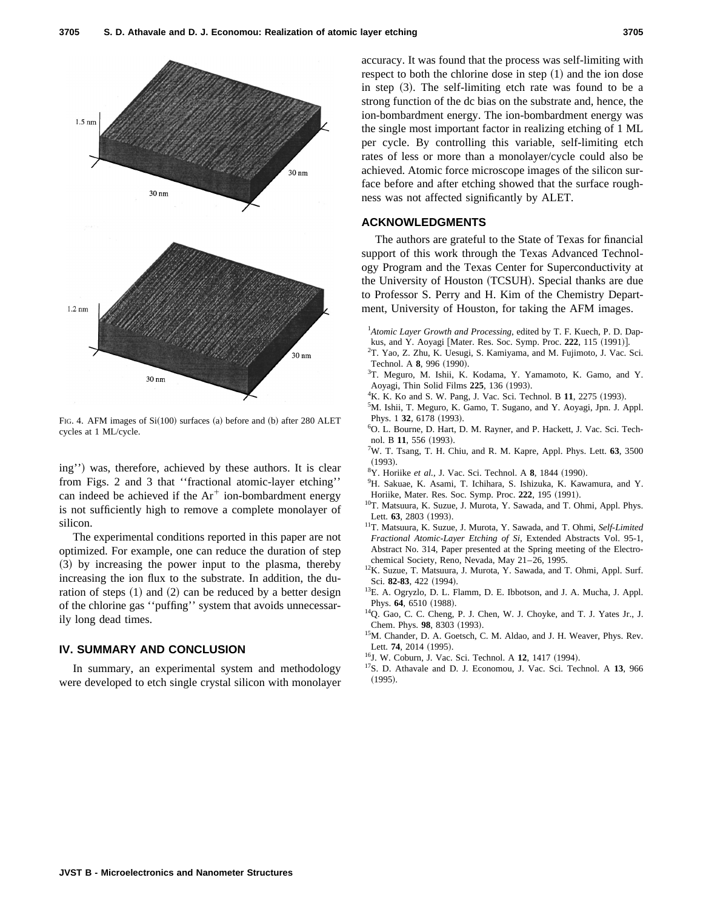1.5 nm

30 nm

30 nm

1.2 nm

30 nm

30 nm

FIG. 4. AFM images of Si(100) surfaces (a) before and (b) after 280 ALET cycles at 1 ML/cycle.

ing'') was, therefore, achieved by these authors. It is clear from Figs. 2 and 3 that ''fractional atomic-layer etching'' can indeed be achieved if the $Ar^+$ ion-bombardment energy is not sufficiently high to remove a complete monolayer of silicon.

The experimental conditions reported in this paper are not optimized. For example, one can reduce the duration of step (3) by increasing the power input to the plasma, thereby increasing the ion flux to the substrate. In addition, the duration of steps (1) and (2) can be reduced by a better design of the chlorine gas ''puffing'' system that avoids unnecessarily long dead times.

## IV. SUMMARY AND CONCLUSION

In summary, an experimental system and methodology were developed to etch single crystal silicon with monolayer accuracy. It was found that the process was self-limiting with respect to both the chlorine dose in step (1) and the ion dose in step (3). The self-limiting etch rate was found to be a strong function of the dc bias on the substrate and, hence, the ion-bombardment energy. The ion-bombardment energy was the single most important factor in realizing etching of 1 ML per cycle. By controlling this variable, self-limiting etch rates of less or more than a monolayer/cycle could also be achieved. Atomic force microscope images of the silicon surface before and after etching showed that the surface roughness was not affected significantly by ALET.

## ACKNOWLEDGMENTS

The authors are grateful to the State of Texas for financial support of this work through the Texas Advanced Technology Program and the Texas Center for Superconductivity at the University of Houston (TCSUH). Special thanks are due to Professor S. Perry and H. Kim of the Chemistry Department, University of Houston, for taking the AFM images.

[1] *Atomic Layer Growth and Processing*, edited by T. F. Kuech, P. D. Dapkus, and Y. Aoyagi [Mater. Res. Soc. Symp. Proc. **222**, 115 (1991)].
[2] T. Yao, Z. Zhu, K. Uesugi, S. Kamiyama, and M. Fujimoto, J. Vac. Sci. Technol. A **8**, 996 (1990).
[3] T. Meguro, M. Ishii, K. Kodama, Y. Yamamoto, K. Gamo, and Y. Aoyagi, Thin Solid Films **225**, 136 (1993).
[4] K. K. Ko and S. W. Pang, J. Vac. Sci. Technol. B **11**, 2275 (1993).
[5] M. Ishii, T. Meguro, K. Gamo, T. Sugano, and Y. Aoyagi, Jpn. J. Appl. Phys. 1 **32**, 6178 (1993).
[6] O. L. Bourne, D. Hart, D. M. Rayner, and P. Hackett, J. Vac. Sci. Technol. B **11**, 556 (1993).
[7] W. T. Tsang, T. H. Chiu, and R. M. Kapre, Appl. Phys. Lett. **63**, 3500 (1993).
[8] Y. Horiike *et al.*, J. Vac. Sci. Technol. A **8**, 1844 (1990).
[9] H. Sakuae, K. Asami, T. Ichihara, S. Ishizuka, K. Kawamura, and Y. Horiike, Mater. Res. Soc. Symp. Proc. **222**, 195 (1991).
[10] T. Matsuura, K. Suzue, J. Murota, Y. Sawada, and T. Ohmi, Appl. Phys. Lett. **63**, 2803 (1993).
[11] T. Matsuura, K. Suzue, J. Murota, Y. Sawada, and T. Ohmi, *Self-Limited Fractional Atomic-Layer Etching of Si*, Extended Abstracts Vol. 95-1, Abstract No. 314, Paper presented at the Spring meeting of the Electrochemical Society, Reno, Nevada, May 21–26, 1995.
[12] K. Suzue, T. Matsuura, J. Murota, Y. Sawada, and T. Ohmi, Appl. Surf. Sci. **82-83**, 422 (1994).
[13] E. A. Ogryzlo, D. L. Flamm, D. E. Ibbotson, and J. A. Mucha, J. Appl. Phys. **64**, 6510 (1988).
[14] Q. Gao, C. C. Cheng, P. J. Chen, W. J. Choyke, and T. J. Yates Jr., J. Chem. Phys. **98**, 8303 (1993).
[15] M. Chander, D. A. Goetsch, C. M. Aldao, and J. H. Weaver, Phys. Rev. Lett. **74**, 2014 (1995).
[16] J. W. Coburn, J. Vac. Sci. Technol. A **12**, 1417 (1994).
[17] S. D. Athavale and D. J. Economou, J. Vac. Sci. Technol. A **13**, 966 (1995).